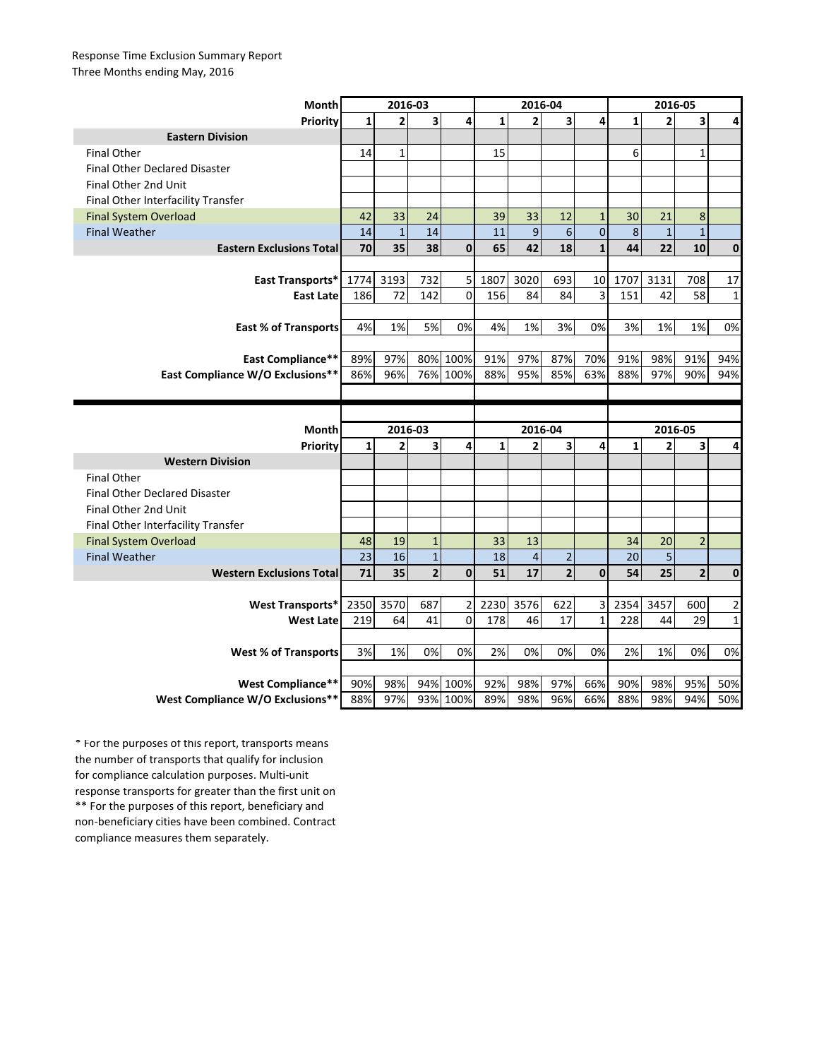Response Time Exclusion Summary Report
Three Months ending May, 2016

| Month | 2016-03 | | | | 2016-04 | | | | 2016-05 | | | |
|---|---|---|---|---|---|---|---|---|---|---|---|---|
| Priority | 1 | 2 | 3 | 4 | 1 | 2 | 3 | 4 | 1 | 2 | 3 | 4 |
| **Eastern Division** | | | | | | | | | | | | |
| Final Other | 14 | 1 | | | 15 | | | | 6 | | 1 | |
| Final Other Declared Disaster | | | | | | | | | | | | |
| Final Other 2nd Unit | | | | | | | | | | | | |
| Final Other Interfacility Transfer | | | | | | | | | | | | |
| Final System Overload | 42 | 33 | 24 | | 39 | 33 | 12 | 1 | 30 | 21 | 8 | |
| Final Weather | 14 | 1 | 14 | | 11 | 9 | 6 | 0 | 8 | 1 | 1 | |
| **Eastern Exclusions Total** | **70** | **35** | **38** | **0** | **65** | **42** | **18** | **1** | **44** | **22** | **10** | **0** |
| | | | | | | | | | | | | |
| **East Transports*** | 1774 | 3193 | 732 | 5 | 1807 | 3020 | 693 | 10 | 1707 | 3131 | 708 | 17 |
| **East Late** | 186 | 72 | 142 | 0 | 156 | 84 | 84 | 3 | 151 | 42 | 58 | 1 |
| | | | | | | | | | | | | |
| **East % of Transports** | 4% | 1% | 5% | 0% | 4% | 1% | 3% | 0% | 3% | 1% | 1% | 0% |
| | | | | | | | | | | | | |
| **East Compliance**** | 89% | 97% | 80% | 100% | 91% | 97% | 87% | 70% | 91% | 98% | 91% | 94% |
| **East Compliance W/O Exclusions**** | 86% | 96% | 76% | 100% | 88% | 95% | 85% | 63% | 88% | 97% | 90% | 94% |

| Month | 2016-03 | | | | 2016-04 | | | | 2016-05 | | | |
|---|---|---|---|---|---|---|---|---|---|---|---|---|
| Priority | 1 | 2 | 3 | 4 | 1 | 2 | 3 | 4 | 1 | 2 | 3 | 4 |
| **Western Division** | | | | | | | | | | | | |
| Final Other | | | | | | | | | | | | |
| Final Other Declared Disaster | | | | | | | | | | | | |
| Final Other 2nd Unit | | | | | | | | | | | | |
| Final Other Interfacility Transfer | | | | | | | | | | | | |
| Final System Overload | 48 | 19 | 1 | | 33 | 13 | | | 34 | 20 | 2 | |
| Final Weather | 23 | 16 | 1 | | 18 | 4 | 2 | | 20 | 5 | | |
| **Western Exclusions Total** | **71** | **35** | **2** | **0** | **51** | **17** | **2** | **0** | **54** | **25** | **2** | **0** |
| | | | | | | | | | | | | |
| **West Transports*** | 2350 | 3570 | 687 | 2 | 2230 | 3576 | 622 | 3 | 2354 | 3457 | 600 | 2 |
| **West Late** | 219 | 64 | 41 | 0 | 178 | 46 | 17 | 1 | 228 | 44 | 29 | 1 |
| | | | | | | | | | | | | |
| **West % of Transports** | 3% | 1% | 0% | 0% | 2% | 0% | 0% | 0% | 2% | 1% | 0% | 0% |
| | | | | | | | | | | | | |
| **West Compliance**** | 90% | 98% | 94% | 100% | 92% | 98% | 97% | 66% | 90% | 98% | 95% | 50% |
| **West Compliance W/O Exclusions**** | 88% | 97% | 93% | 100% | 89% | 98% | 96% | 66% | 88% | 98% | 94% | 50% |

* For the purposes of this report, transports means the number of transports that qualify for inclusion for compliance calculation purposes. Multi-unit response transports for greater than the first unit on
** For the purposes of this report, beneficiary and non-beneficiary cities have been combined. Contract compliance measures them separately.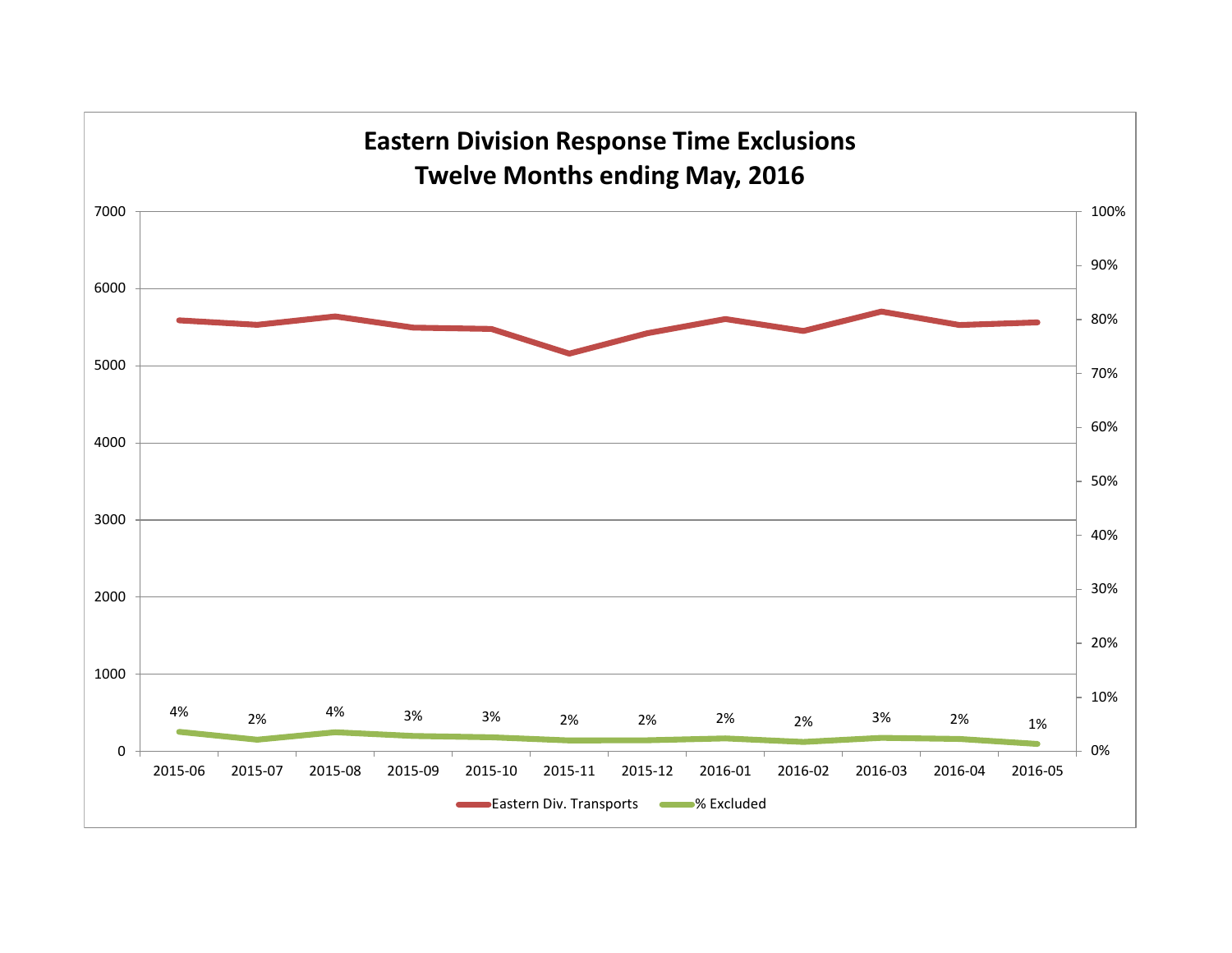# Eastern Division Response Time Exclusions
## Twelve Months ending May, 2016

| Month | % Excluded |
|---|---|
| 2015-06 | 4% |
| 2015-07 | 2% |
| 2015-08 | 4% |
| 2015-09 | 3% |
| 2015-10 | 3% |
| 2015-11 | 2% |
| 2015-12 | 2% |
| 2016-01 | 2% |
| 2016-02 | 2% |
| 2016-03 | 3% |
| 2016-04 | 2% |
| 2016-05 | 1% |

Eastern Div. Transports — % Excluded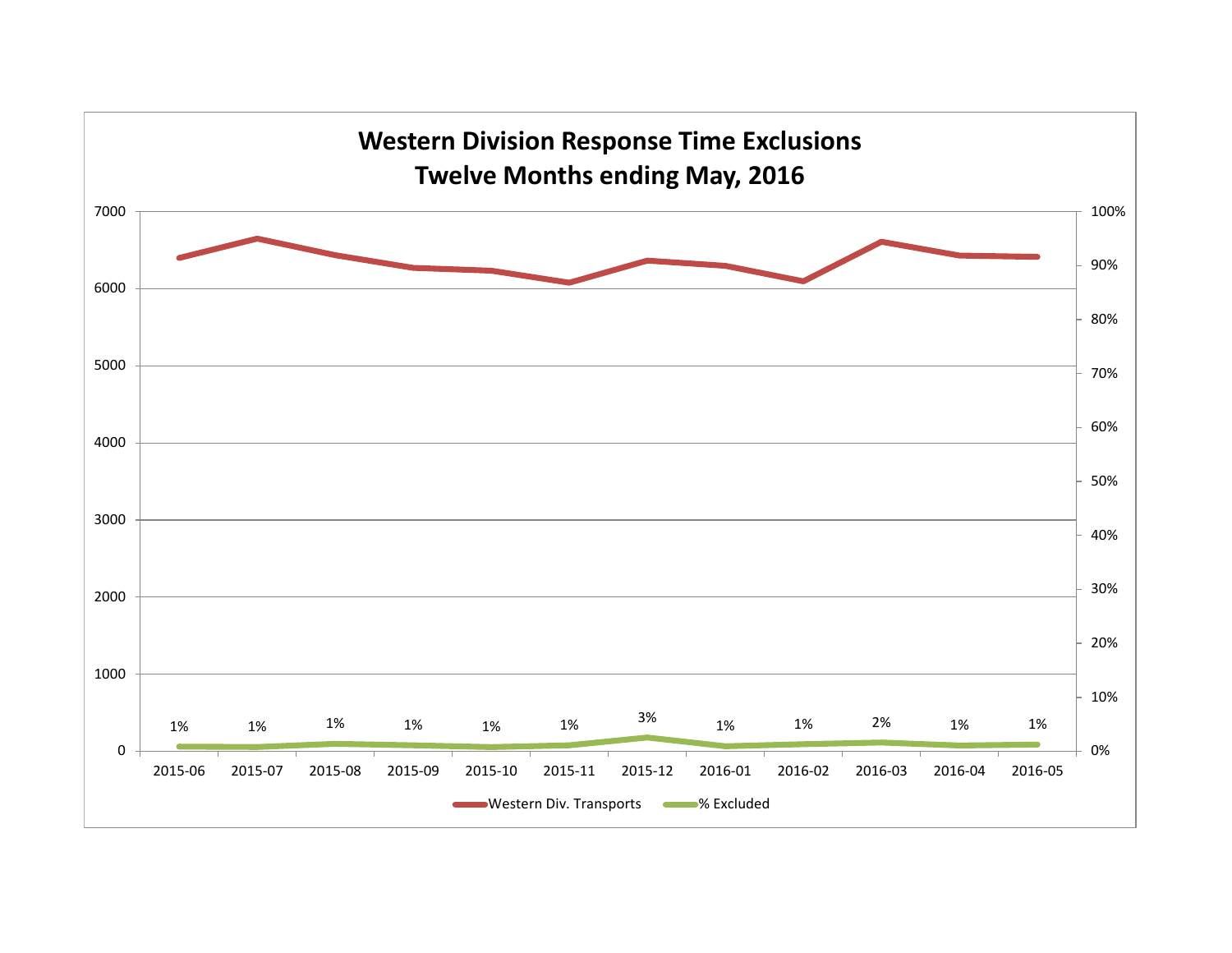# Western Division Response Time Exclusions
## Twelve Months ending May, 2016

7000
6000
5000
4000
3000
2000
1000
0

100%
90%
80%
70%
60%
50%
40%
30%
20%
10%
0%

1% 1% 1% 1% 1% 1% 3% 1% 1% 2% 1% 1%

2015-06 2015-07 2015-08 2015-09 2015-10 2015-11 2015-12 2016-01 2016-02 2016-03 2016-04 2016-05

Western Div. Transports
% Excluded